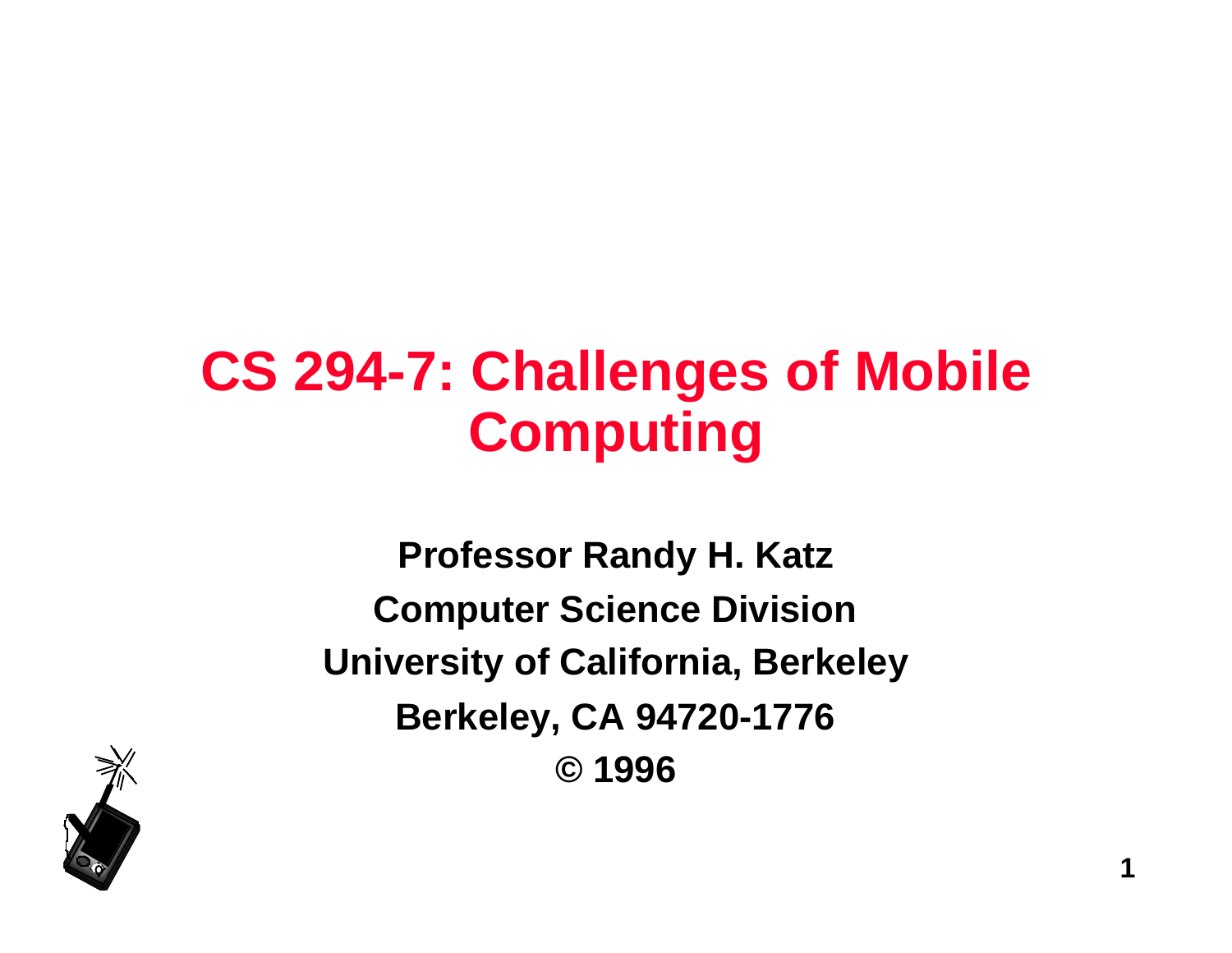# CS 294-7: Challenges of Mobile Computing

**Professor Randy H. Katz**

**Computer Science Division**

**University of California, Berkeley**

**Berkeley, CA 94720-1776**

**© 1996**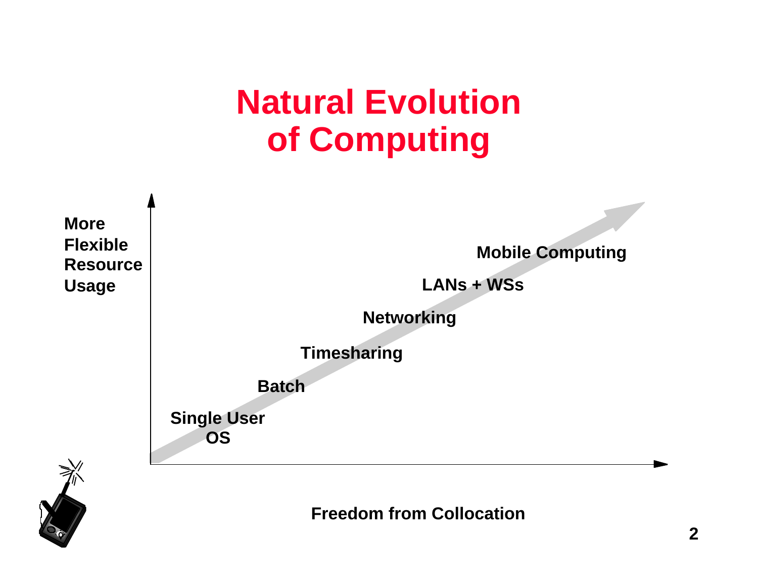# Natural Evolution of Computing

More Flexible Resource Usage

Mobile Computing

LANs + WSs

Networking

Timesharing

Batch

Single User OS

Freedom from Collocation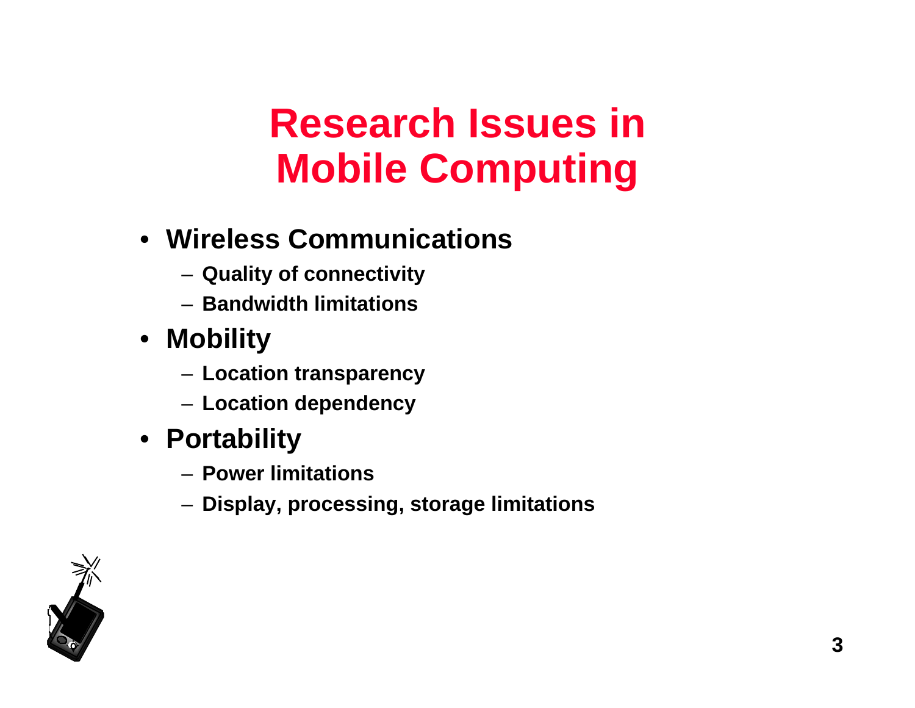# Research Issues in Mobile Computing

- **Wireless Communications**
  - **Quality of connectivity**
  - **Bandwidth limitations**
- **Mobility**
  - **Location transparency**
  - **Location dependency**
- **Portability**
  - **Power limitations**
  - **Display, processing, storage limitations**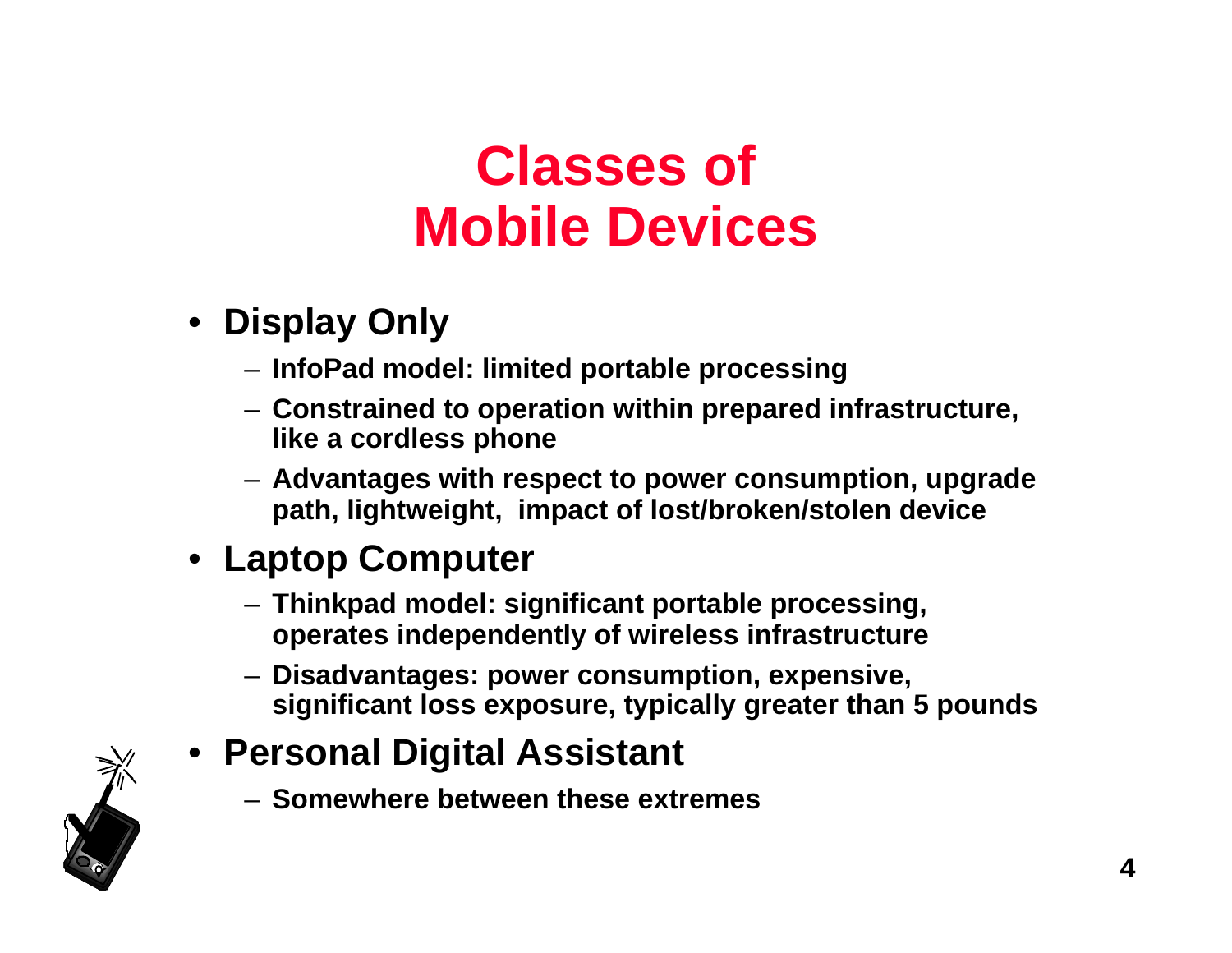# Classes of Mobile Devices

- **Display Only**
  - InfoPad model: limited portable processing
  - Constrained to operation within prepared infrastructure, like a cordless phone
  - Advantages with respect to power consumption, upgrade path, lightweight, impact of lost/broken/stolen device
- **Laptop Computer**
  - Thinkpad model: significant portable processing, operates independently of wireless infrastructure
  - Disadvantages: power consumption, expensive, significant loss exposure, typically greater than 5 pounds
- **Personal Digital Assistant**
  - Somewhere between these extremes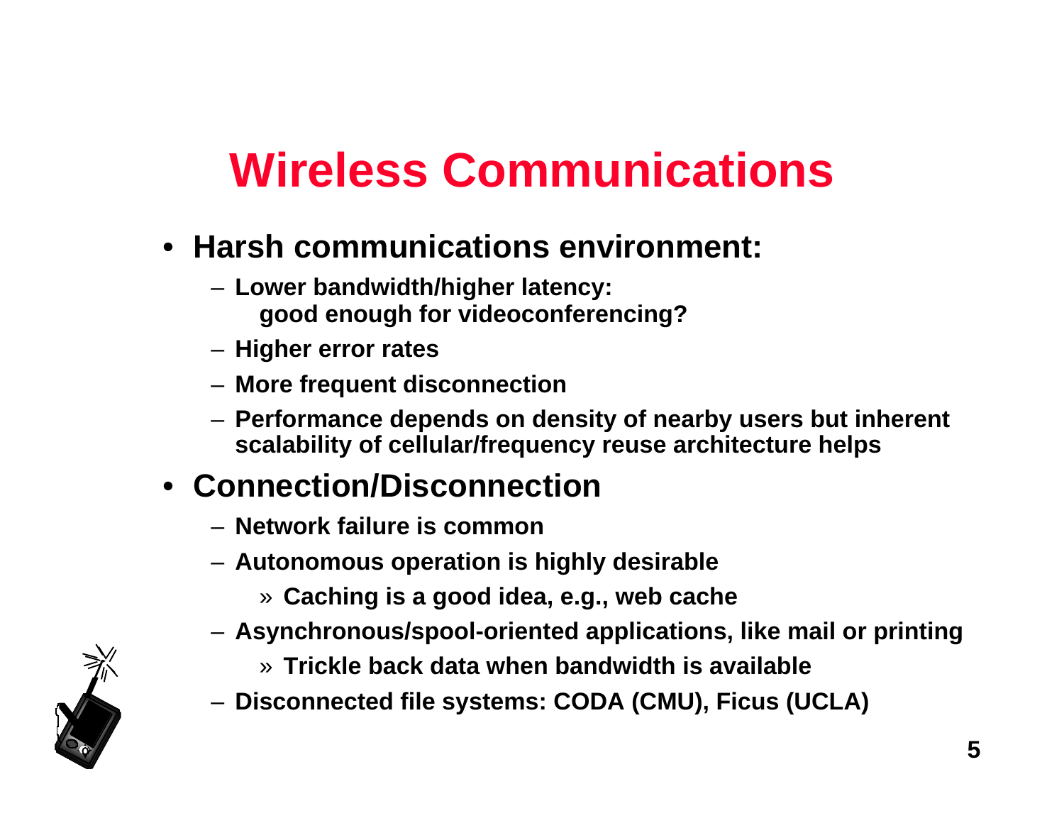# Wireless Communications

- **Harsh communications environment:**
  - **Lower bandwidth/higher latency: good enough for videoconferencing?**
  - **Higher error rates**
  - **More frequent disconnection**
  - **Performance depends on density of nearby users but inherent scalability of cellular/frequency reuse architecture helps**
- **Connection/Disconnection**
  - **Network failure is common**
  - **Autonomous operation is highly desirable**
    - » **Caching is a good idea, e.g., web cache**
  - **Asynchronous/spool-oriented applications, like mail or printing**
    - » **Trickle back data when bandwidth is available**
  - **Disconnected file systems: CODA (CMU), Ficus (UCLA)**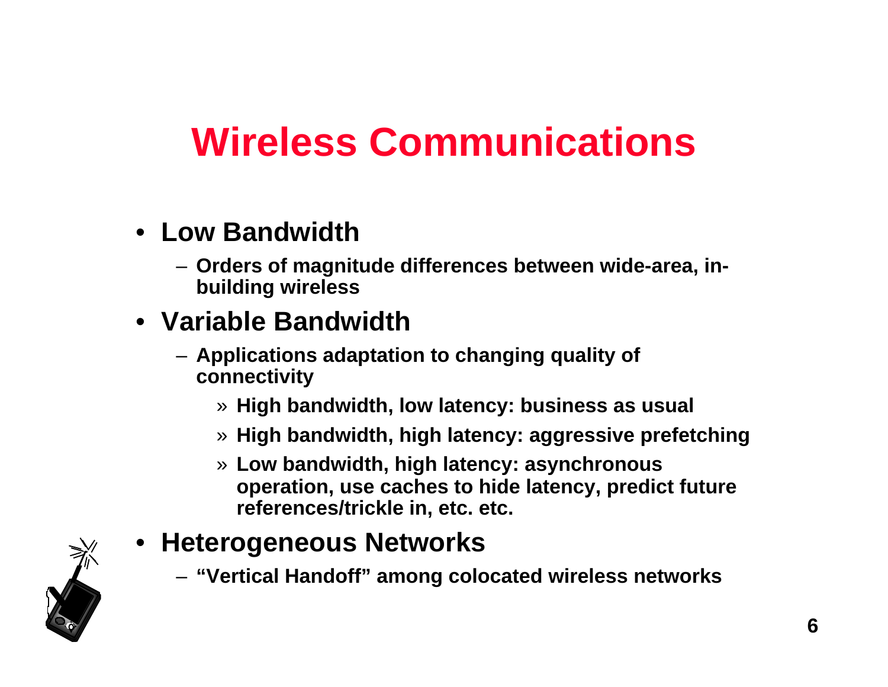# Wireless Communications

- **Low Bandwidth**
  - **Orders of magnitude differences between wide-area, in-building wireless**
- **Variable Bandwidth**
  - **Applications adaptation to changing quality of connectivity**
    - » **High bandwidth, low latency: business as usual**
    - » **High bandwidth, high latency: aggressive prefetching**
    - » **Low bandwidth, high latency: asynchronous operation, use caches to hide latency, predict future references/trickle in, etc. etc.**
- **Heterogeneous Networks**
  - **"Vertical Handoff" among colocated wireless networks**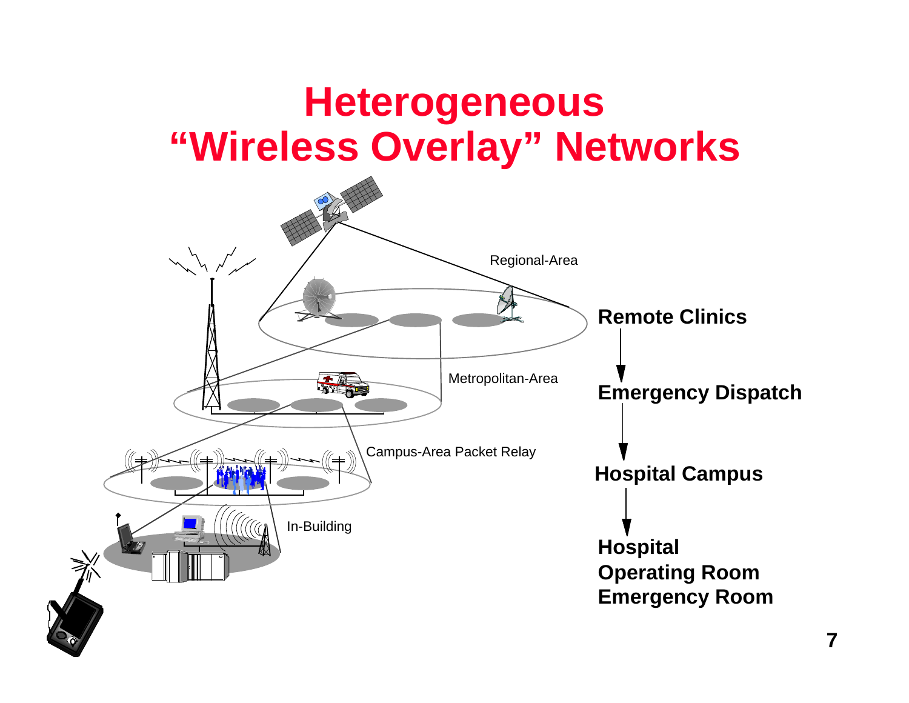# Heterogeneous "Wireless Overlay" Networks

Regional-Area

Metropolitan-Area

Campus-Area Packet Relay

In-Building

**Remote Clinics**

↓

**Emergency Dispatch**

↓

**Hospital Campus**

↓

**Hospital**
**Operating Room**
**Emergency Room**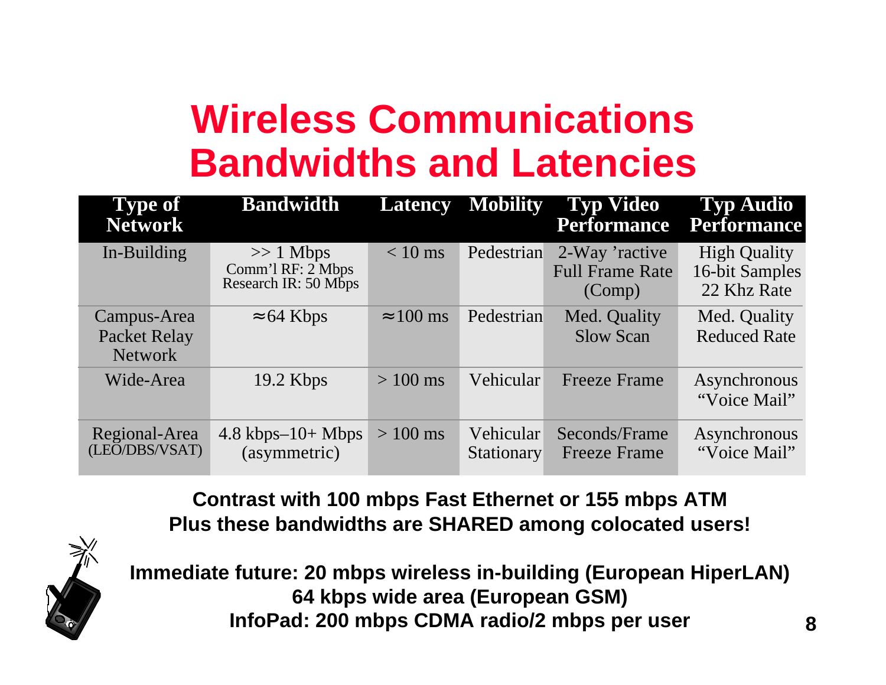# Wireless Communications Bandwidths and Latencies

| Type of Network | Bandwidth | Latency | Mobility | Typ Video Performance | Typ Audio Performance |
|---|---|---|---|---|---|
| In-Building | >> 1 Mbps<br>Comm'l RF: 2 Mbps<br>Research IR: 50 Mbps | < 10 ms | Pedestrian | 2-Way 'ractive Full Frame Rate (Comp) | High Quality 16-bit Samples 22 Khz Rate |
| Campus-Area Packet Relay Network | ≈64 Kbps | ≈100 ms | Pedestrian | Med. Quality Slow Scan | Med. Quality Reduced Rate |
| Wide-Area | 19.2 Kbps | > 100 ms | Vehicular | Freeze Frame | Asynchronous "Voice Mail" |
| Regional-Area (LEO/DBS/VSAT) | 4.8 kbps–10+ Mbps (asymmetric) | > 100 ms | Vehicular Stationary | Seconds/Frame Freeze Frame | Asynchronous "Voice Mail" |

**Contrast with 100 mbps Fast Ethernet or 155 mbps ATM**
**Plus these bandwidths are SHARED among colocated users!**

**Immediate future: 20 mbps wireless in-building (European HiperLAN)**
**64 kbps wide area (European GSM)**
**InfoPad: 200 mbps CDMA radio/2 mbps per user**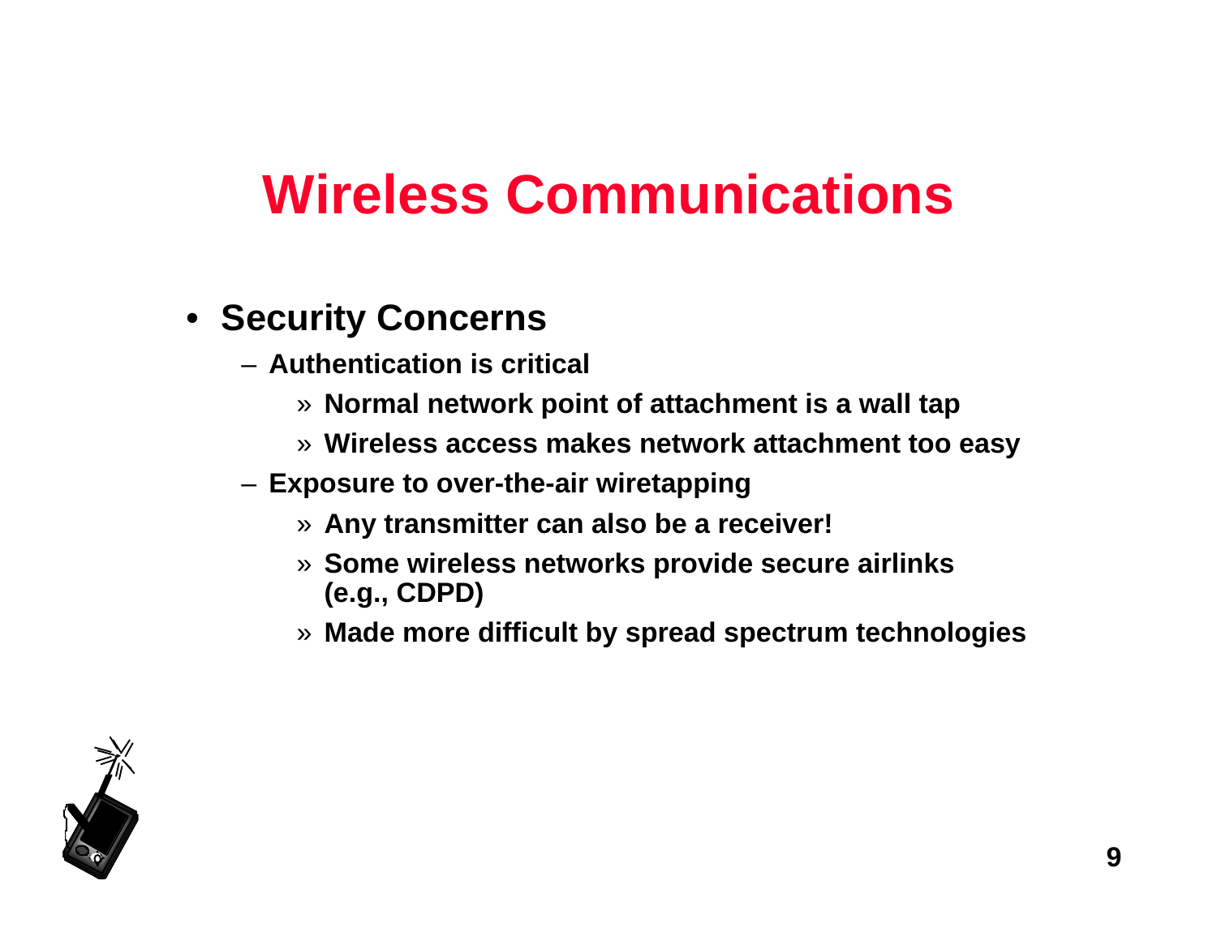# Wireless Communications

- **Security Concerns**
  - **Authentication is critical**
    - » **Normal network point of attachment is a wall tap**
    - » **Wireless access makes network attachment too easy**
  - **Exposure to over-the-air wiretapping**
    - » **Any transmitter can also be a receiver!**
    - » **Some wireless networks provide secure airlinks (e.g., CDPD)**
    - » **Made more difficult by spread spectrum technologies**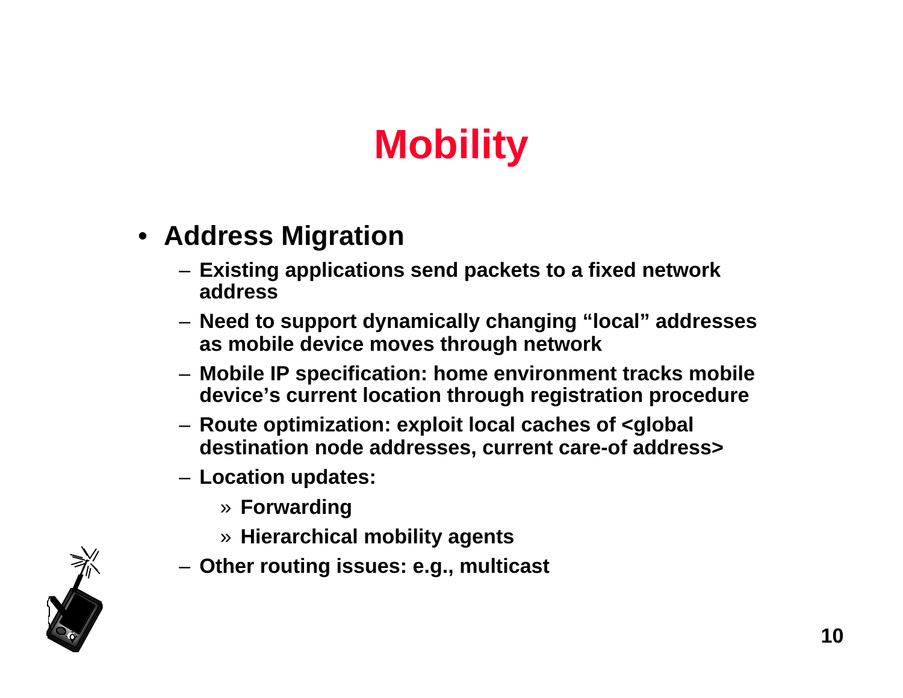# Mobility

- **Address Migration**
  - **Existing applications send packets to a fixed network address**
  - **Need to support dynamically changing "local" addresses as mobile device moves through network**
  - **Mobile IP specification: home environment tracks mobile device's current location through registration procedure**
  - **Route optimization: exploit local caches of <global destination node addresses, current care-of address>**
  - **Location updates:**
    - » **Forwarding**
    - » **Hierarchical mobility agents**
  - **Other routing issues: e.g., multicast**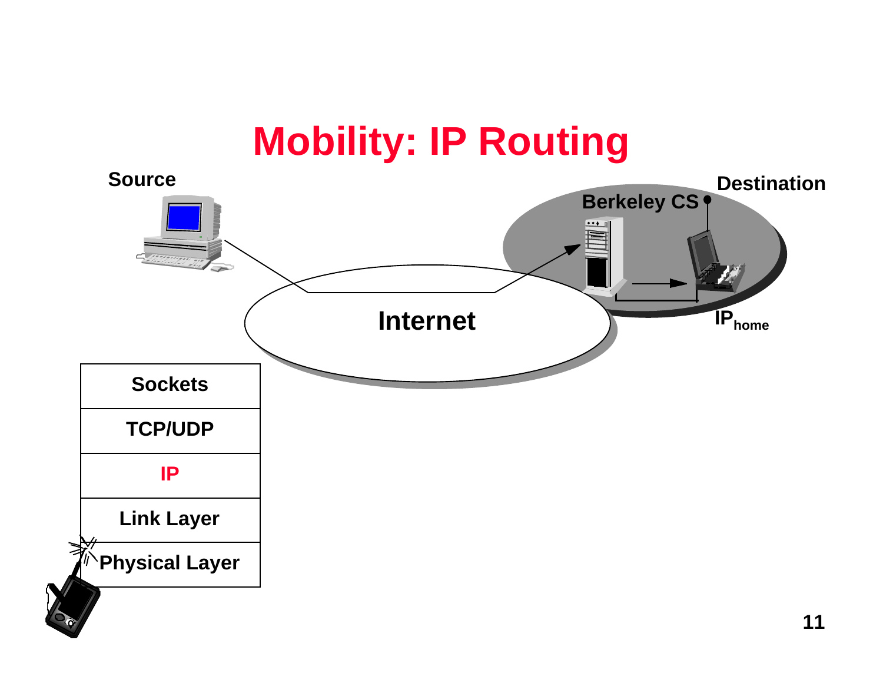# Mobility: IP Routing

Source

Destination

Berkeley CS

Internet

$IP_{home}$

| Sockets |
|---|
| TCP/UDP |
| IP |
| Link Layer |
| Physical Layer |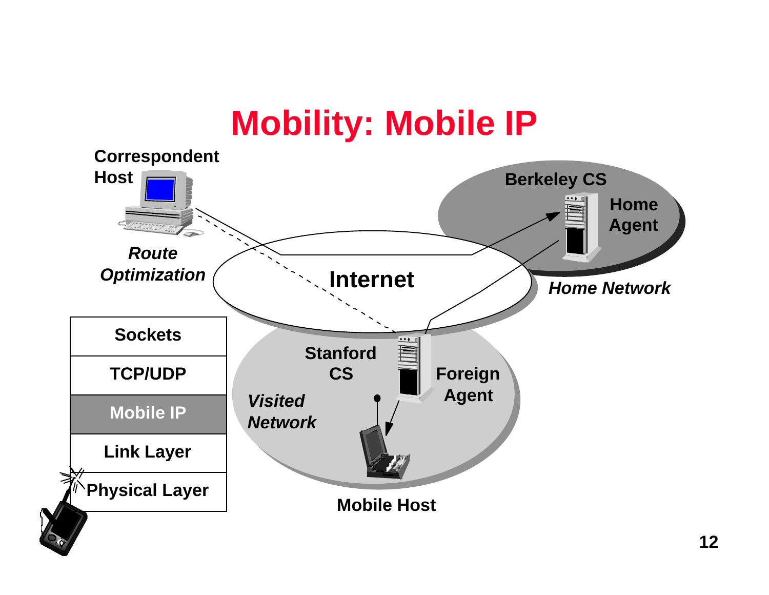# Mobility: Mobile IP

Correspondent Host

*Route Optimization*

Internet

Berkeley CS

Home Agent

*Home Network*

Stanford CS

Foreign Agent

*Visited Network*

Mobile Host

| Sockets |
|---|
| TCP/UDP |
| Mobile IP |
| Link Layer |
| Physical Layer |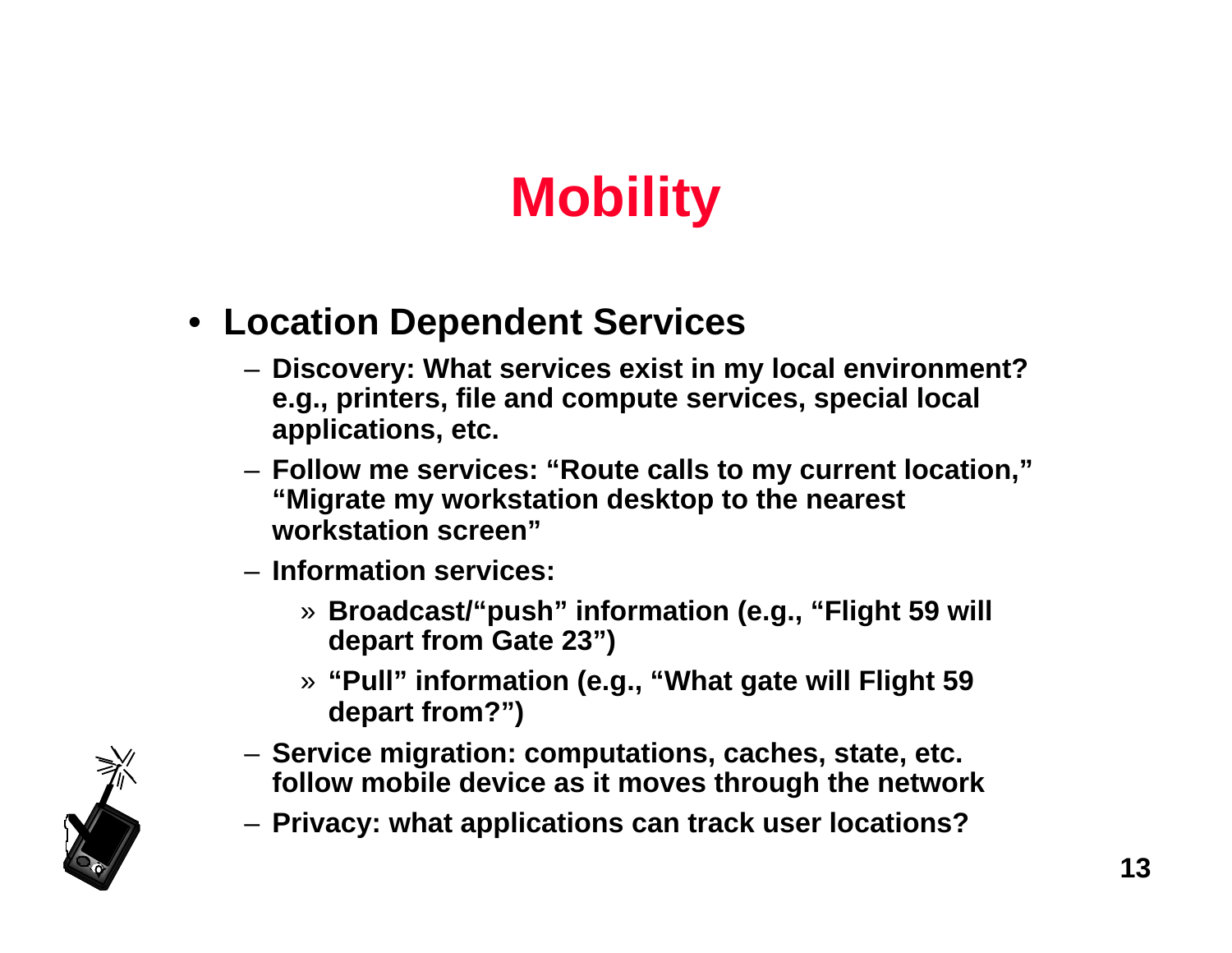# Mobility

- **Location Dependent Services**
  - **Discovery: What services exist in my local environment? e.g., printers, file and compute services, special local applications, etc.**
  - **Follow me services: "Route calls to my current location," "Migrate my workstation desktop to the nearest workstation screen"**
  - **Information services:**
    - **Broadcast/"push" information (e.g., "Flight 59 will depart from Gate 23")**
    - **"Pull" information (e.g., "What gate will Flight 59 depart from?")**
  - **Service migration: computations, caches, state, etc. follow mobile device as it moves through the network**
  - **Privacy: what applications can track user locations?**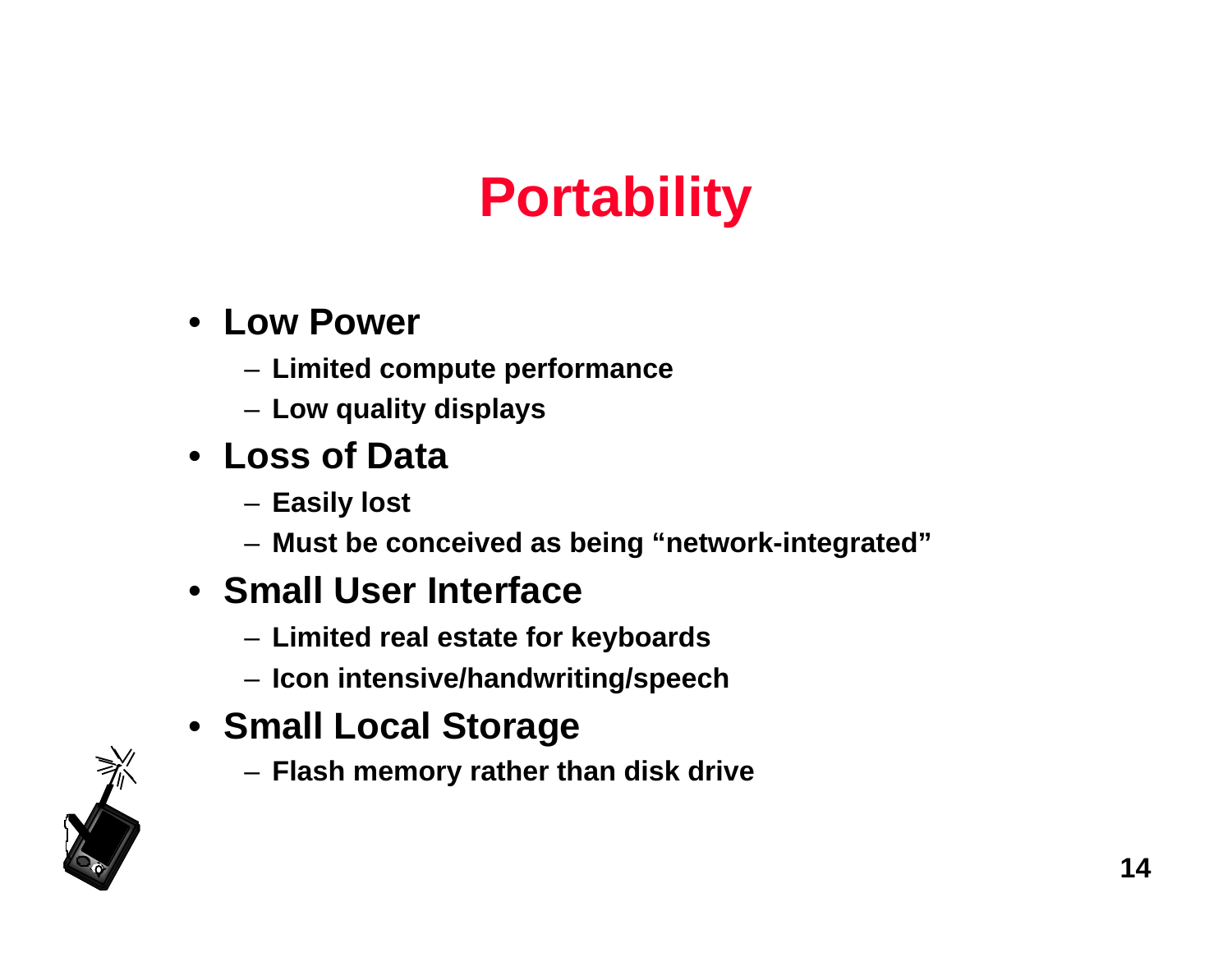# Portability

- **Low Power**
  - Limited compute performance
  - Low quality displays
- **Loss of Data**
  - Easily lost
  - Must be conceived as being “network-integrated”
- **Small User Interface**
  - Limited real estate for keyboards
  - Icon intensive/handwriting/speech
- **Small Local Storage**
  - Flash memory rather than disk drive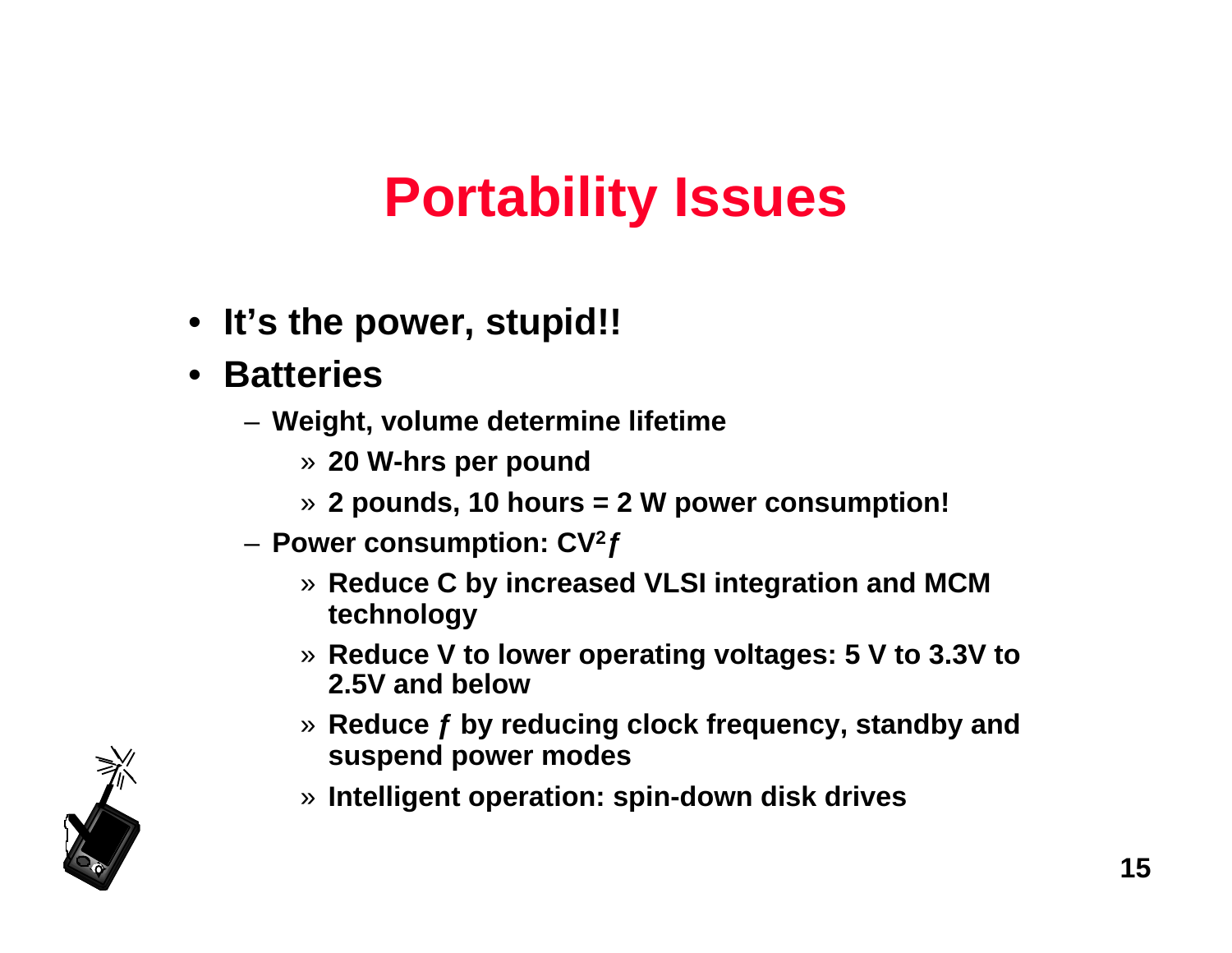# Portability Issues

- **It's the power, stupid!!**
- **Batteries**
  - **Weight, volume determine lifetime**
    - » **20 W-hrs per pound**
    - » **2 pounds, 10 hours = 2 W power consumption!**
  - **Power consumption: $CV^2 f$**
    - » **Reduce C by increased VLSI integration and MCM technology**
    - » **Reduce V to lower operating voltages: 5 V to 3.3V to 2.5V and below**
    - » **Reduce $f$ by reducing clock frequency, standby and suspend power modes**
    - » **Intelligent operation: spin-down disk drives**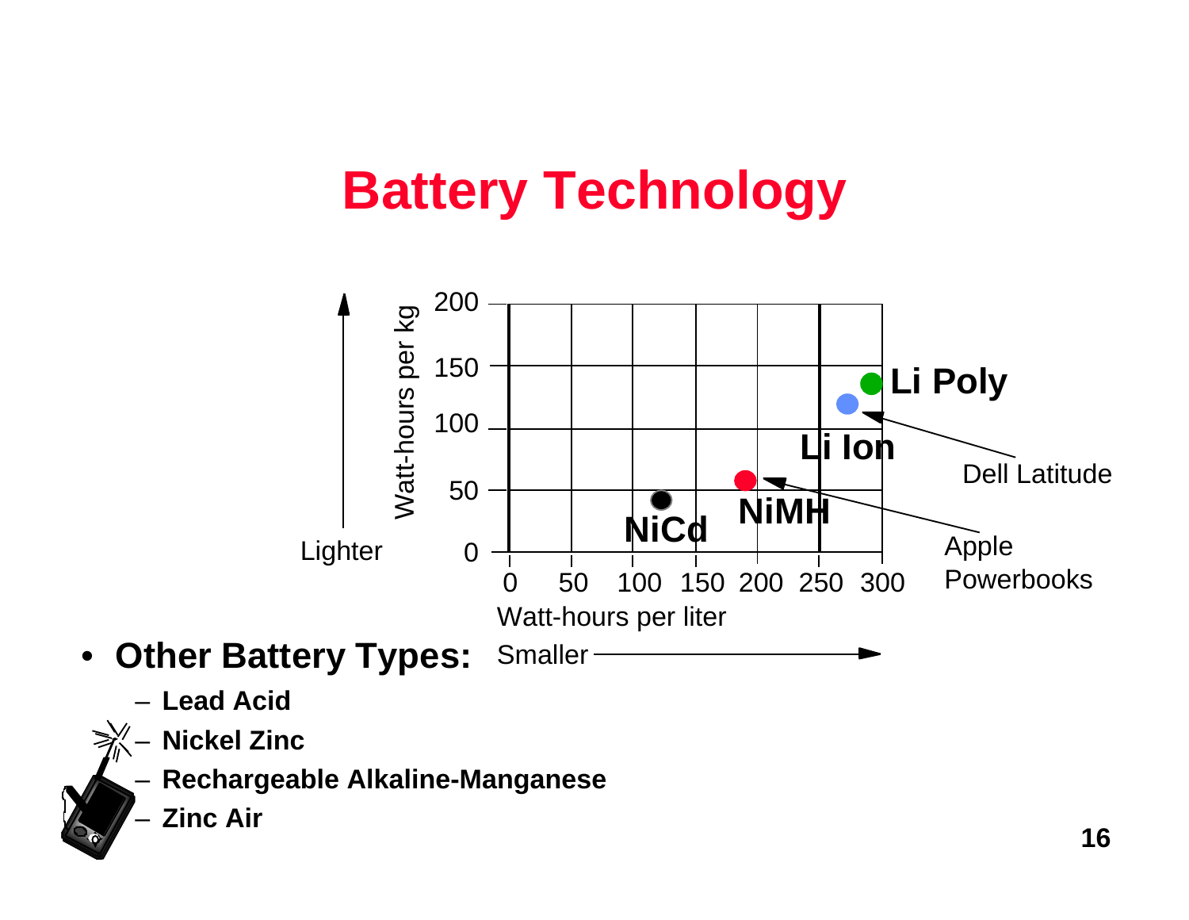# Battery Technology

Watt-hours per kg

200
150
100
50
0

Lighter

0 50 100 150 200 250 300

Watt-hours per liter

Smaller

Li Poly

Li Ion

NiMH

NiCd

Dell Latitude

Apple Powerbooks

- **Other Battery Types:**
  - **Lead Acid**
  - **Nickel Zinc**
  - **Rechargeable Alkaline-Manganese**
  - **Zinc Air**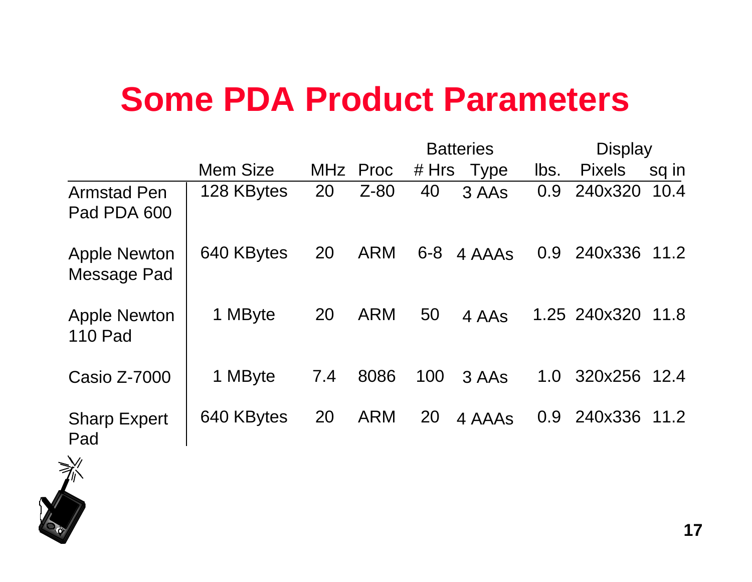# Some PDA Product Parameters

| | | | | Batteries | | | Display | |
|---|---|---|---|---|---|---|---|---|
| | Mem Size | MHz | Proc | # Hrs | Type | lbs. | Pixels | sq in |
| Armstad Pen Pad PDA 600 | 128 KBytes | 20 | Z-80 | 40 | 3 AAs | 0.9 | 240x320 | 10.4 |
| Apple Newton Message Pad | 640 KBytes | 20 | ARM | 6-8 | 4 AAAs | 0.9 | 240x336 | 11.2 |
| Apple Newton 110 Pad | 1 MByte | 20 | ARM | 50 | 4 AAs | 1.25 | 240x320 | 11.8 |
| Casio Z-7000 | 1 MByte | 7.4 | 8086 | 100 | 3 AAs | 1.0 | 320x256 | 12.4 |
| Sharp Expert Pad | 640 KBytes | 20 | ARM | 20 | 4 AAAs | 0.9 | 240x336 | 11.2 |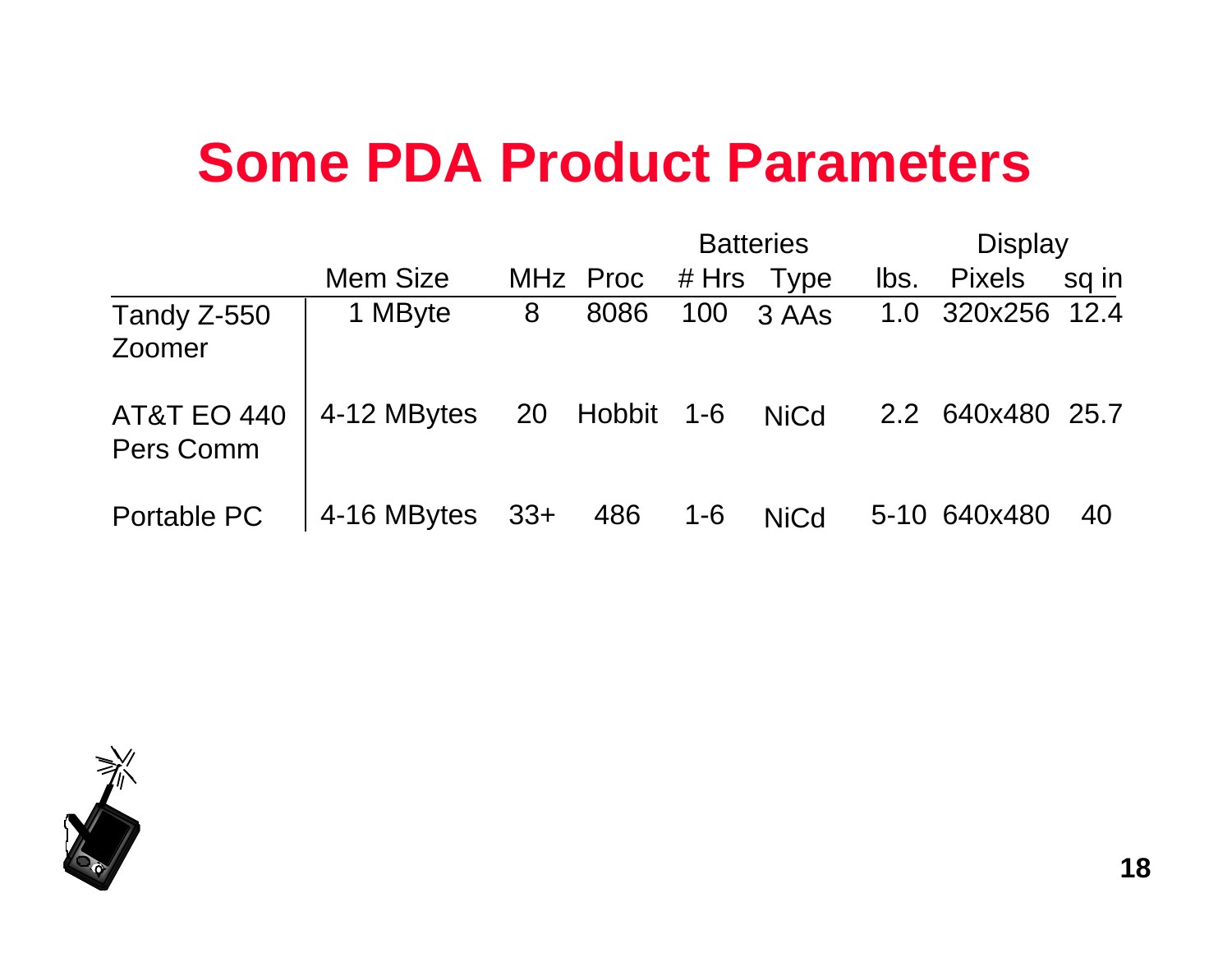# Some PDA Product Parameters

| | Mem Size | MHz | Proc | Batteries # Hrs | Batteries Type | lbs. | Display Pixels | Display sq in |
|---|---|---|---|---|---|---|---|---|
| Tandy Z-550 Zoomer | 1 MByte | 8 | 8086 | 100 | 3 AAs | 1.0 | 320x256 | 12.4 |
| AT&T EO 440 Pers Comm | 4-12 MBytes | 20 | Hobbit | 1-6 | NiCd | 2.2 | 640x480 | 25.7 |
| Portable PC | 4-16 MBytes | 33+ | 486 | 1-6 | NiCd | 5-10 | 640x480 | 40 |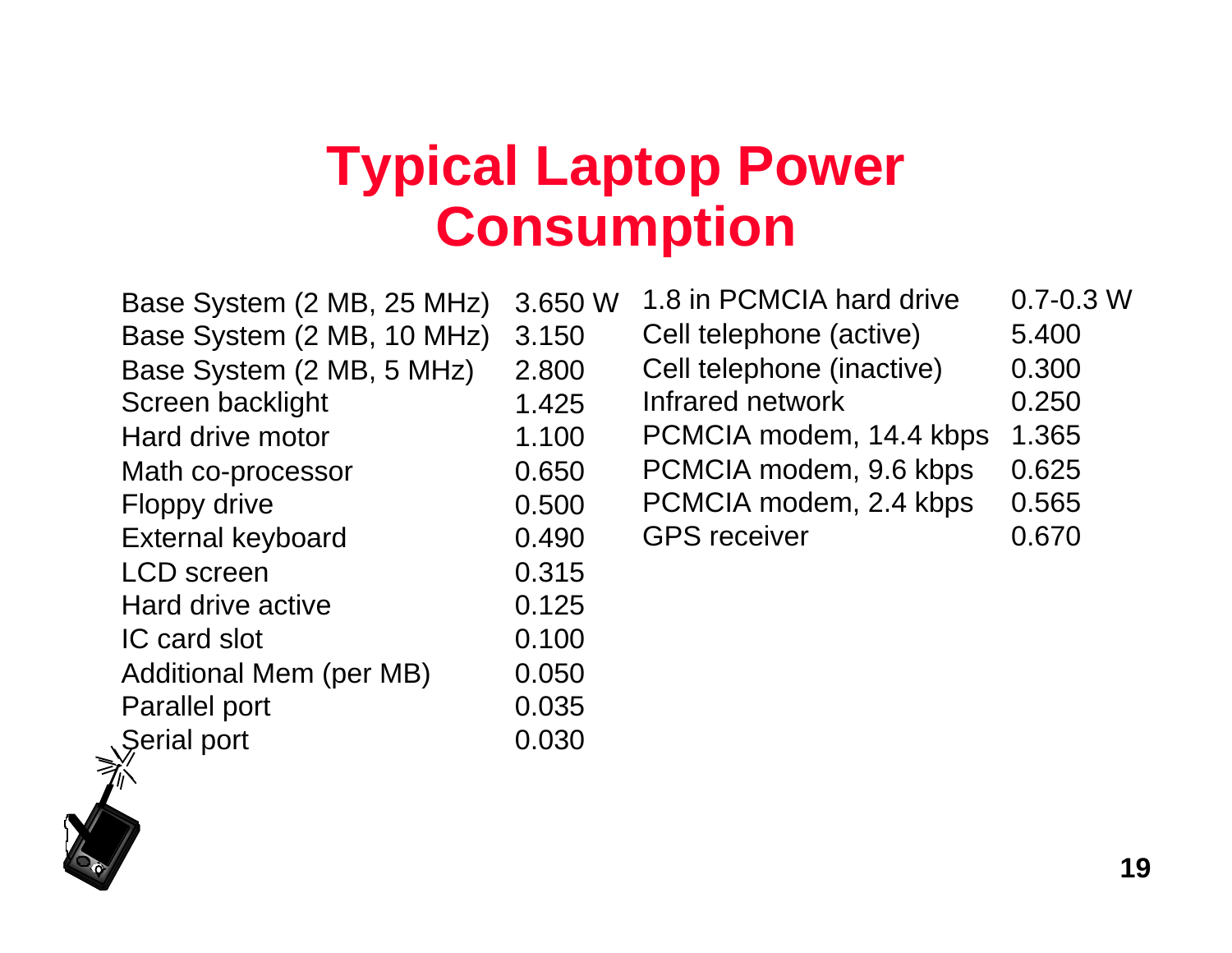# Typical Laptop Power Consumption

| Component | Power |
|---|---|
| Base System (2 MB, 25 MHz) | 3.650 W |
| Base System (2 MB, 10 MHz) | 3.150 |
| Base System (2 MB, 5 MHz) | 2.800 |
| Screen backlight | 1.425 |
| Hard drive motor | 1.100 |
| Math co-processor | 0.650 |
| Floppy drive | 0.500 |
| External keyboard | 0.490 |
| LCD screen | 0.315 |
| Hard drive active | 0.125 |
| IC card slot | 0.100 |
| Additional Mem (per MB) | 0.050 |
| Parallel port | 0.035 |
| Serial port | 0.030 |

| Component | Power |
|---|---|
| 1.8 in PCMCIA hard drive | 0.7-0.3 W |
| Cell telephone (active) | 5.400 |
| Cell telephone (inactive) | 0.300 |
| Infrared network | 0.250 |
| PCMCIA modem, 14.4 kbps | 1.365 |
| PCMCIA modem, 9.6 kbps | 0.625 |
| PCMCIA modem, 2.4 kbps | 0.565 |
| GPS receiver | 0.670 |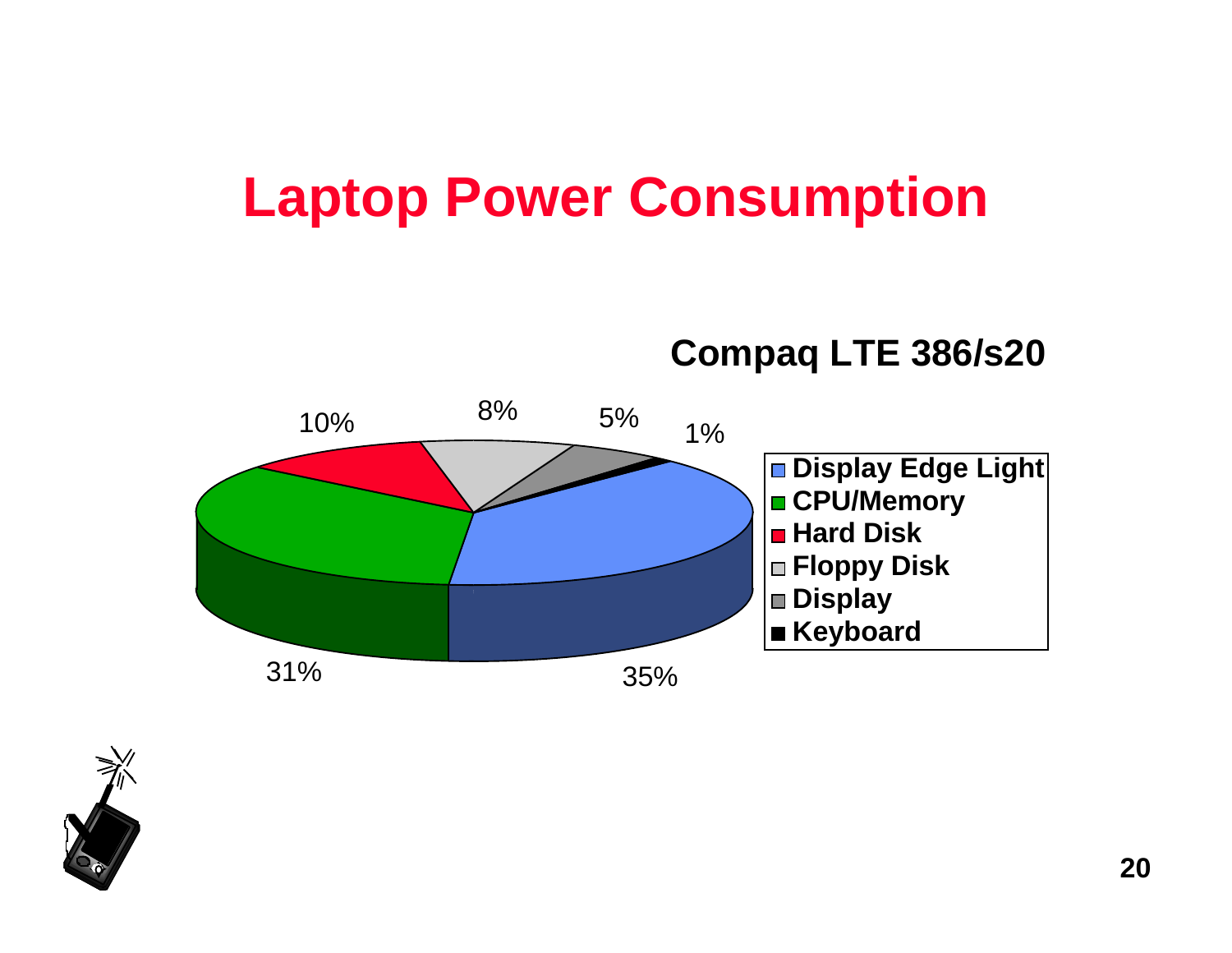# Laptop Power Consumption

**Compaq LTE 386/s20**

| Component | Percentage |
| --- | --- |
| Display Edge Light | 35% |
| CPU/Memory | 31% |
| Hard Disk | 10% |
| Floppy Disk | 8% |
| Display | 5% |
| Keyboard | 1% |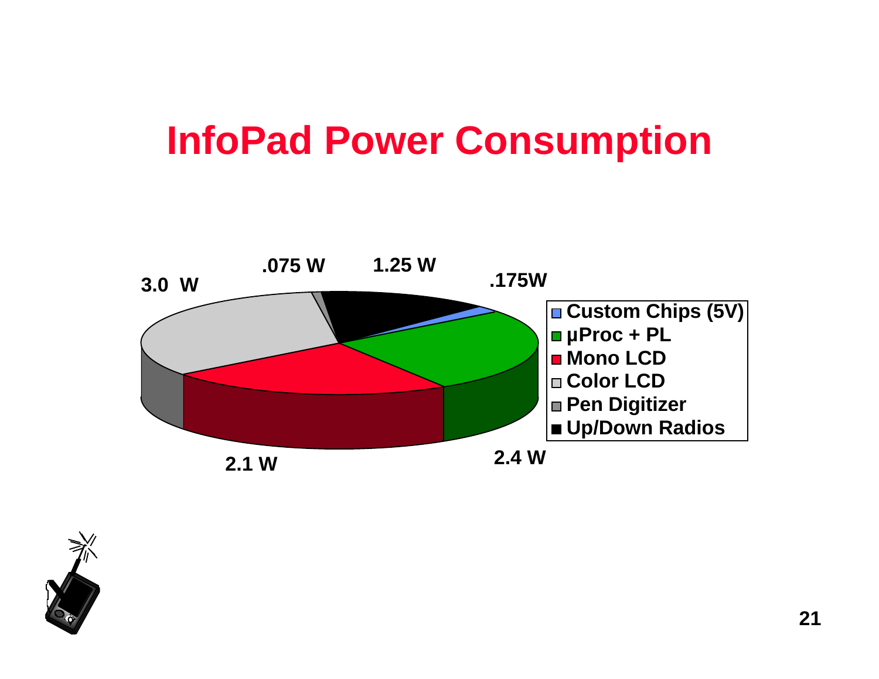# InfoPad Power Consumption

3.0 W

.075 W

1.25 W

.175W

2.1 W

2.4 W

- Custom Chips (5V)
- µProc + PL
- Mono LCD
- Color LCD
- Pen Digitizer
- Up/Down Radios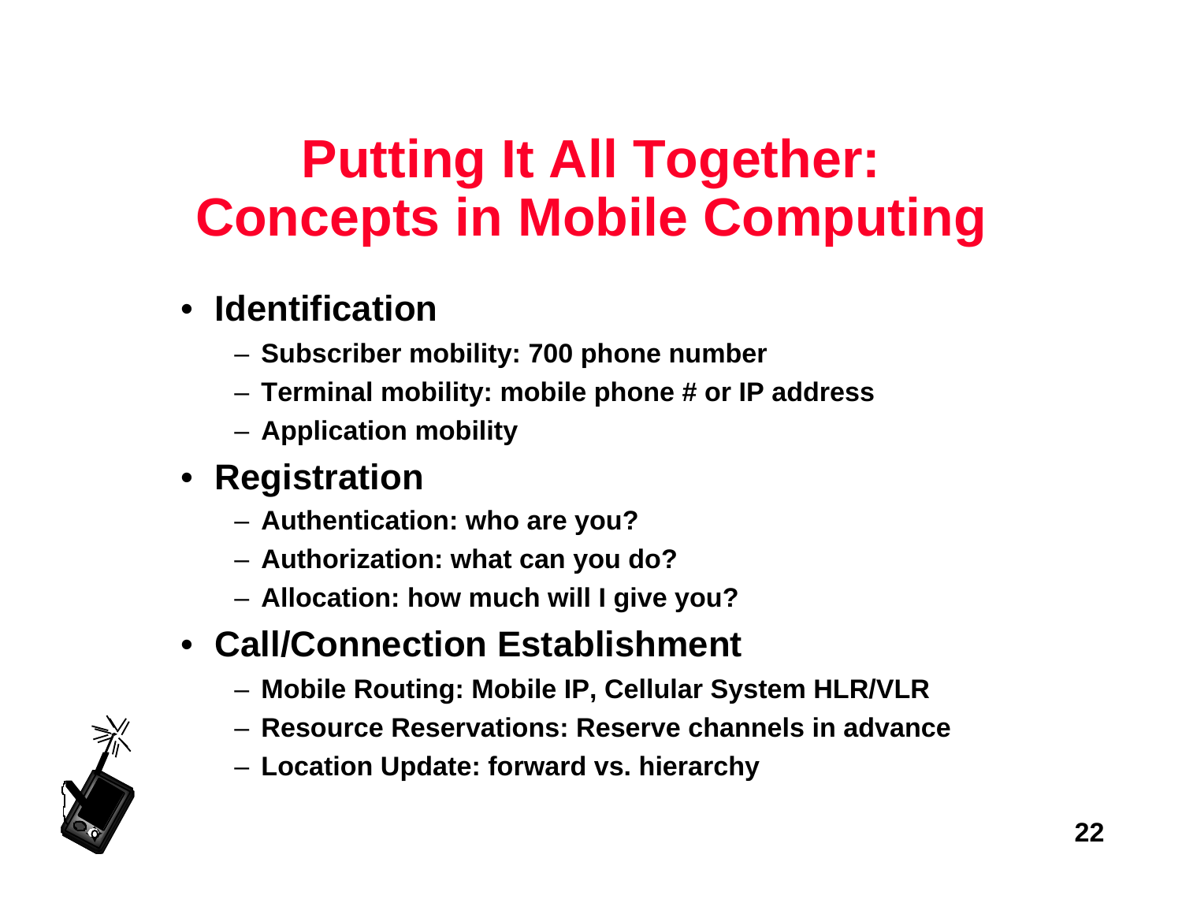# Putting It All Together: Concepts in Mobile Computing

- **Identification**
  - Subscriber mobility: 700 phone number
  - Terminal mobility: mobile phone # or IP address
  - Application mobility
- **Registration**
  - Authentication: who are you?
  - Authorization: what can you do?
  - Allocation: how much will I give you?
- **Call/Connection Establishment**
  - Mobile Routing: Mobile IP, Cellular System HLR/VLR
  - Resource Reservations: Reserve channels in advance
  - Location Update: forward vs. hierarchy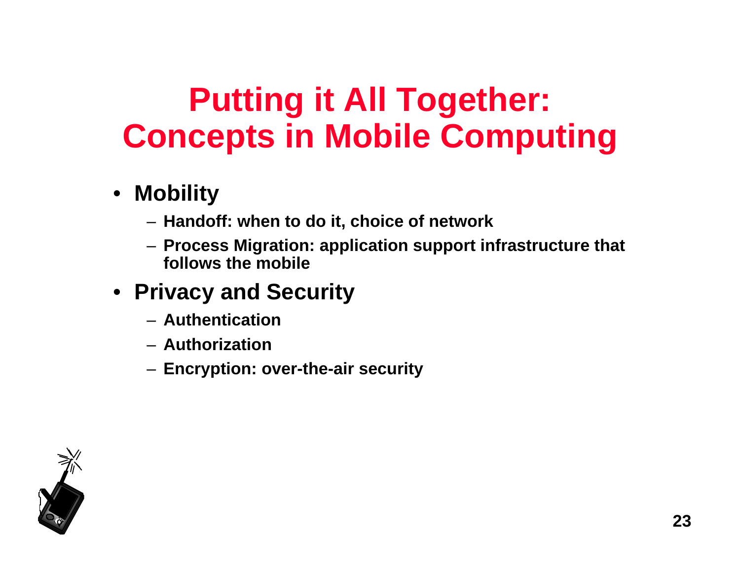# Putting it All Together: Concepts in Mobile Computing

- **Mobility**
  - **Handoff: when to do it, choice of network**
  - **Process Migration: application support infrastructure that follows the mobile**
- **Privacy and Security**
  - **Authentication**
  - **Authorization**
  - **Encryption: over-the-air security**